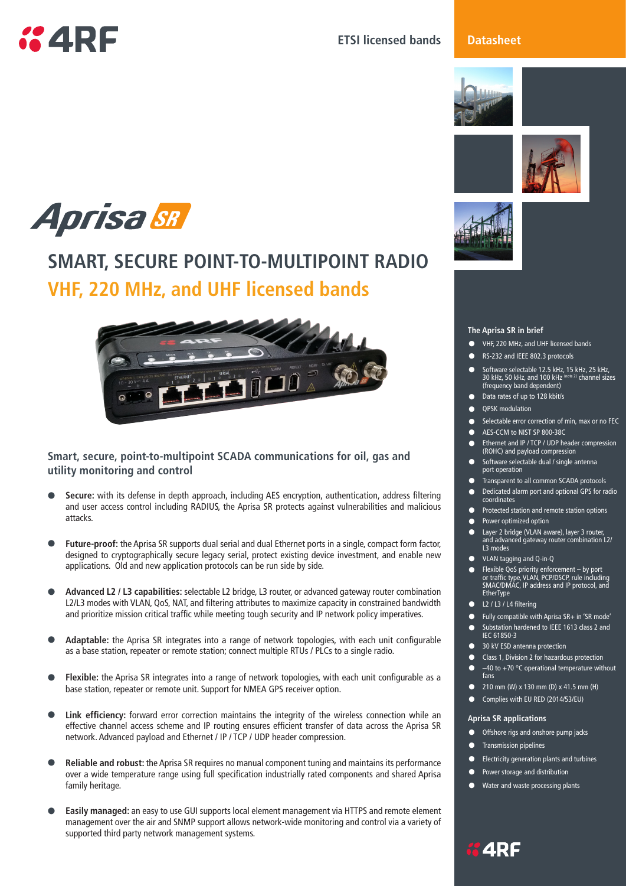ETSI licensed bands

Datasheet

# Aprisa SR

## SMART, SECURE POINT-TO-MULTIPOINT RADIO

## VHF, 220 MHz, and UHF licensed bands

### Smart, secure, point-to-multipoint SCADA communications for oil, gas and utility monitoring and control

- **Secure:** with its defense in depth approach, including AES encryption, authentication, address filtering and user access control including RADIUS, the Aprisa SR protects against vulnerabilities and malicious attacks.
- **Future-proof:** the Aprisa SR supports dual serial and dual Ethernet ports in a single, compact form factor, designed to cryptographically secure legacy serial, protect existing device investment, and enable new applications. Old and new application protocols can be run side by side.
- **Advanced L2 / L3 capabilities:** selectable L2 bridge, L3 router, or advanced gateway router combination L2/L3 modes with VLAN, QoS, NAT, and filtering attributes to maximize capacity in constrained bandwidth and prioritize mission critical traffic while meeting tough security and IP network policy imperatives.
- **Adaptable:** the Aprisa SR integrates into a range of network topologies, with each unit configurable as a base station, repeater or remote station; connect multiple RTUs / PLCs to a single radio.
- **Flexible:** the Aprisa SR integrates into a range of network topologies, with each unit configurable as a base station, repeater or remote unit. Support for NMEA GPS receiver option.
- **Link efficiency:** forward error correction maintains the integrity of the wireless connection while an effective channel access scheme and IP routing ensures efficient transfer of data across the Aprisa SR network. Advanced payload and Ethernet / IP / TCP / UDP header compression.
- **Reliable and robust:** the Aprisa SR requires no manual component tuning and maintains its performance over a wide temperature range using full specification industrially rated components and shared Aprisa family heritage.
- **Easily managed:** an easy to use GUI supports local element management via HTTPS and remote element management over the air and SNMP support allows network-wide monitoring and control via a variety of supported third party network management systems.

### The Aprisa SR in brief

- VHF, 220 MHz, and UHF licensed bands
- RS-232 and IEEE 802.3 protocols
- Software selectable 12.5 kHz, 15 kHz, 25 kHz, 30 kHz, 50 kHz, and 100 kHz (note 2) channel sizes (frequency band dependent)
- Data rates of up to 128 kbit/s
- QPSK modulation
- Selectable error correction of min, max or no FEC
- AES-CCM to NIST SP 800-38C
- Ethernet and IP / TCP / UDP header compression (ROHC) and payload compression
- Software selectable dual / single antenna port operation
- Transparent to all common SCADA protocols
- Dedicated alarm port and optional GPS for radio coordinates
- Protected station and remote station options
- Power optimized option
- Layer 2 bridge (VLAN aware), layer 3 router, and advanced gateway router combination L2/L3 modes
- VLAN tagging and Q-in-Q
- Flexible QoS priority enforcement – by port or traffic type, VLAN, PCP/DSCP, rule including SMAC/DMAC, IP address and IP protocol, and EtherType
- L2 / L3 / L4 filtering
- Fully compatible with Aprisa SR+ in 'SR mode'
- Substation hardened to IEEE 1613 class 2 and IEC 61850-3
- 30 kV ESD antenna protection
- Class 1, Division 2 for hazardous protection
- –40 to +70 °C operational temperature without fans
- 210 mm (W) x 130 mm (D) x 41.5 mm (H)
- Complies with EU RED (2014/53/EU)

### Aprisa SR applications

- Offshore rigs and onshore pump jacks
- Transmission pipelines
- Electricity generation plants and turbines
- Power storage and distribution
- Water and waste processing plants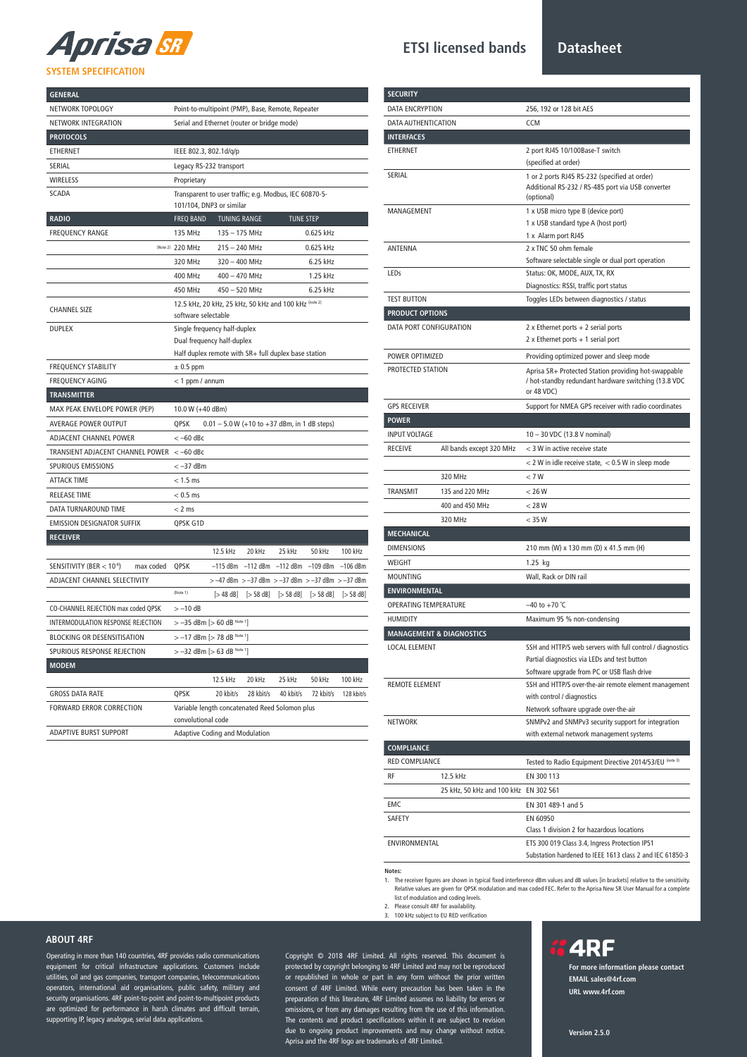# Aprisa SR

**SYSTEM SPECIFICATION**

**ETSI licensed bands** | **Datasheet**

| GENERAL | | | |
|---|---|---|---|
| NETWORK TOPOLOGY | Point-to-multipoint (PMP), Base, Remote, Repeater | | |
| NETWORK INTEGRATION | Serial and Ethernet (router or bridge mode) | | |
| **PROTOCOLS** | | | |
| ETHERNET | IEEE 802.3, 802.1d/q/p | | |
| SERIAL | Legacy RS-232 transport | | |
| WIRELESS | Proprietary | | |
| SCADA | Transparent to user traffic; e.g. Modbus, IEC 60870-5-101/104, DNP3 or similar | | |
| **RADIO** | FREQ BAND | TUNING RANGE | TUNE STEP |
| FREQUENCY RANGE | 135 MHz | 135 – 175 MHz | 0.625 kHz |
| | (Note 2) 220 MHz | 215 – 240 MHz | 0.625 kHz |
| | 320 MHz | 320 – 400 MHz | 6.25 kHz |
| | 400 MHz | 400 – 470 MHz | 1.25 kHz |
| | 450 MHz | 450 – 520 MHz | 6.25 kHz |
| CHANNEL SIZE | 12.5 kHz, 20 kHz, 25 kHz, 50 kHz and 100 kHz (note 2) software selectable | | |
| DUPLEX | Single frequency half-duplex<br>Dual frequency half-duplex<br>Half duplex remote with SR+ full duplex base station | | |
| FREQUENCY STABILITY | ± 0.5 ppm | | |
| FREQUENCY AGING | < 1 ppm / annum | | |
| **TRANSMITTER** | | | |
| MAX PEAK ENVELOPE POWER (PEP) | 10.0 W (+40 dBm) | | |
| AVERAGE POWER OUTPUT | QPSK | 0.01 – 5.0 W (+10 to +37 dBm, in 1 dB steps) | |
| ADJACENT CHANNEL POWER | < –60 dBc | | |
| TRANSIENT ADJACENT CHANNEL POWER | < –60 dBc | | |
| SPURIOUS EMISSIONS | < –37 dBm | | |
| ATTACK TIME | < 1.5 ms | | |
| RELEASE TIME | < 0.5 ms | | |
| DATA TURNAROUND TIME | < 2 ms | | |
| EMISSION DESIGNATOR SUFFIX | QPSK G1D | | |

| RECEIVER | | | 12.5 kHz | 20 kHz | 25 kHz | 50 kHz | 100 kHz |
|---|---|---|---|---|---|---|---|
| SENSITIVITY (BER < $10^{-6}$) | max coded | QPSK | –115 dBm | –112 dBm | –112 dBm | –109 dBm | –106 dBm |
| ADJACENT CHANNEL SELECTIVITY | | | > –47 dBm | > –37 dBm | > –37 dBm | > –37 dBm | > –37 dBm |
| | | (Note 1) | [> 48 dB] | [> 58 dB] | [> 58 dB] | [> 58 dB] | [> 58 dB] |
| CO-CHANNEL REJECTION max coded QPSK | | > –10 dB | | | | | |
| INTERMODULATION RESPONSE REJECTION | | > –35 dBm [> 60 dB Note 1] | | | | | |
| BLOCKING OR DESENSITISATION | | > –17 dBm [> 78 dB Note 1] | | | | | |
| SPURIOUS RESPONSE REJECTION | | > –32 dBm [> 63 dB Note 1] | | | | | |

| MODEM | | 12.5 kHz | 20 kHz | 25 kHz | 50 kHz | 100 kHz |
|---|---|---|---|---|---|---|
| GROSS DATA RATE | QPSK | 20 kbit/s | 28 kbit/s | 40 kbit/s | 72 kbit/s | 128 kbit/s |
| FORWARD ERROR CORRECTION | Variable length concatenated Reed Solomon plus convolutional code | | | | | |
| ADAPTIVE BURST SUPPORT | Adaptive Coding and Modulation | | | | | |

| SECURITY | | |
|---|---|---|
| DATA ENCRYPTION | | 256, 192 or 128 bit AES |
| DATA AUTHENTICATION | | CCM |
| **INTERFACES** | | |
| ETHERNET | | 2 port RJ45 10/100Base-T switch (specified at order) |
| SERIAL | | 1 or 2 ports RJ45 RS-232 (specified at order)<br>Additional RS-232 / RS-485 port via USB converter (optional) |
| MANAGEMENT | | 1 x USB micro type B (device port)<br>1 x USB standard type A (host port)<br>1 x Alarm port RJ45 |
| ANTENNA | | 2 x TNC 50 ohm female<br>Software selectable single or dual port operation |
| LEDs | | Status: OK, MODE, AUX, TX, RX<br>Diagnostics: RSSI, traffic port status |
| TEST BUTTON | | Toggles LEDs between diagnostics / status |
| **PRODUCT OPTIONS** | | |
| DATA PORT CONFIGURATION | | 2 x Ethernet ports + 2 serial ports<br>2 x Ethernet ports + 1 serial port |
| POWER OPTIMIZED | | Providing optimized power and sleep mode |
| PROTECTED STATION | | Aprisa SR+ Protected Station providing hot-swappable / hot-standby redundant hardware switching (13.8 VDC or 48 VDC) |
| GPS RECEIVER | | Support for NMEA GPS receiver with radio coordinates |
| **POWER** | | |
| INPUT VOLTAGE | | 10 – 30 VDC (13.8 V nominal) |
| RECEIVE | All bands except 320 MHz | < 3 W in active receive state |
| | | < 2 W in idle receive state, < 0.5 W in sleep mode |
| | 320 MHz | < 7 W |
| TRANSMIT | 135 and 220 MHz | < 26 W |
| | 400 and 450 MHz | < 28 W |
| | 320 MHz | < 35 W |
| **MECHANICAL** | | |
| DIMENSIONS | | 210 mm (W) x 130 mm (D) x 41.5 mm (H) |
| WEIGHT | | 1.25 kg |
| MOUNTING | | Wall, Rack or DIN rail |
| **ENVIRONMENTAL** | | |
| OPERATING TEMPERATURE | | –40 to +70 °C |
| HUMIDITY | | Maximum 95 % non-condensing |
| **MANAGEMENT & DIAGNOSTICS** | | |
| LOCAL ELEMENT | | SSH and HTTP/S web servers with full control / diagnostics<br>Partial diagnostics via LEDs and test button<br>Software upgrade from PC or USB flash drive |
| REMOTE ELEMENT | | SSH and HTTP/S over-the-air remote element management with control / diagnostics<br>Network software upgrade over-the-air |
| NETWORK | | SNMPv2 and SNMPv3 security support for integration with external network management systems |
| **COMPLIANCE** | | |
| RED COMPLIANCE | | Tested to Radio Equipment Directive 2014/53/EU (note 3) |
| RF | 12.5 kHz | EN 300 113 |
| | 25 kHz, 50 kHz and 100 kHz | EN 302 561 |
| EMC | | EN 301 489-1 and 5 |
| SAFETY | | EN 60950<br>Class 1 division 2 for hazardous locations |
| ENVIRONMENTAL | | ETS 300 019 Class 3.4, Ingress Protection IP51<br>Substation hardened to IEEE 1613 class 2 and IEC 61850-3 |

**Notes:**

1. The receiver figures are shown in typical fixed interference dBm values and dB values [in brackets] relative to the sensitivity. Relative values are given for QPSK modulation and max coded FEC. Refer to the Aprisa New SR User Manual for a complete list of modulation and coding levels.
2. Please consult 4RF for availability.
3. 100 kHz subject to EU RED verification

## ABOUT 4RF

Operating in more than 140 countries, 4RF provides radio communications equipment for critical infrastructure applications. Customers include utilities, oil and gas companies, transport companies, telecommunications operators, international aid organisations, public safety, military and security organisations. 4RF point-to-point and point-to-multipoint products are optimized for performance in harsh climates and difficult terrain, supporting IP, legacy analogue, serial data applications.

Copyright © 2018 4RF Limited. All rights reserved. This document is protected by copyright belonging to 4RF Limited and may not be reproduced or republished in whole or in part in any form without the prior written consent of 4RF Limited. While every precaution has been taken in the preparation of this literature, 4RF Limited assumes no liability for errors or omissions, or from any damages resulting from the use of this information. The contents and product specifications within it are subject to revision due to ongoing product improvements and may change without notice. Aprisa and the 4RF logo are trademarks of 4RF Limited.

**4RF**

**For more information please contact**
**EMAIL sales@4rf.com**
**URL www.4rf.com**

**Version 2.5.0**